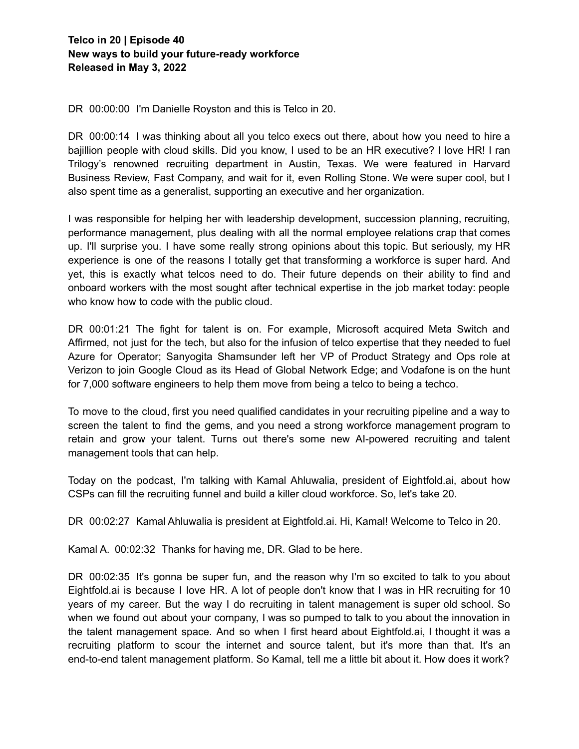**Telco in 20 | Episode 40**
**New ways to build your future-ready workforce**
**Released in May 3, 2022**

DR 00:00:00 I'm Danielle Royston and this is Telco in 20.

DR 00:00:14 I was thinking about all you telco execs out there, about how you need to hire a bajillion people with cloud skills. Did you know, I used to be an HR executive? I love HR! I ran Trilogy's renowned recruiting department in Austin, Texas. We were featured in Harvard Business Review, Fast Company, and wait for it, even Rolling Stone. We were super cool, but I also spent time as a generalist, supporting an executive and her organization.

I was responsible for helping her with leadership development, succession planning, recruiting, performance management, plus dealing with all the normal employee relations crap that comes up. I'll surprise you. I have some really strong opinions about this topic. But seriously, my HR experience is one of the reasons I totally get that transforming a workforce is super hard. And yet, this is exactly what telcos need to do. Their future depends on their ability to find and onboard workers with the most sought after technical expertise in the job market today: people who know how to code with the public cloud.

DR 00:01:21 The fight for talent is on. For example, Microsoft acquired Meta Switch and Affirmed, not just for the tech, but also for the infusion of telco expertise that they needed to fuel Azure for Operator; Sanyogita Shamsunder left her VP of Product Strategy and Ops role at Verizon to join Google Cloud as its Head of Global Network Edge; and Vodafone is on the hunt for 7,000 software engineers to help them move from being a telco to being a techco.

To move to the cloud, first you need qualified candidates in your recruiting pipeline and a way to screen the talent to find the gems, and you need a strong workforce management program to retain and grow your talent. Turns out there's some new AI-powered recruiting and talent management tools that can help.

Today on the podcast, I'm talking with Kamal Ahluwalia, president of Eightfold.ai, about how CSPs can fill the recruiting funnel and build a killer cloud workforce. So, let's take 20.

DR 00:02:27 Kamal Ahluwalia is president at Eightfold.ai. Hi, Kamal! Welcome to Telco in 20.

Kamal A. 00:02:32 Thanks for having me, DR. Glad to be here.

DR 00:02:35 It's gonna be super fun, and the reason why I'm so excited to talk to you about Eightfold.ai is because I love HR. A lot of people don't know that I was in HR recruiting for 10 years of my career. But the way I do recruiting in talent management is super old school. So when we found out about your company, I was so pumped to talk to you about the innovation in the talent management space. And so when I first heard about Eightfold.ai, I thought it was a recruiting platform to scour the internet and source talent, but it's more than that. It's an end-to-end talent management platform. So Kamal, tell me a little bit about it. How does it work?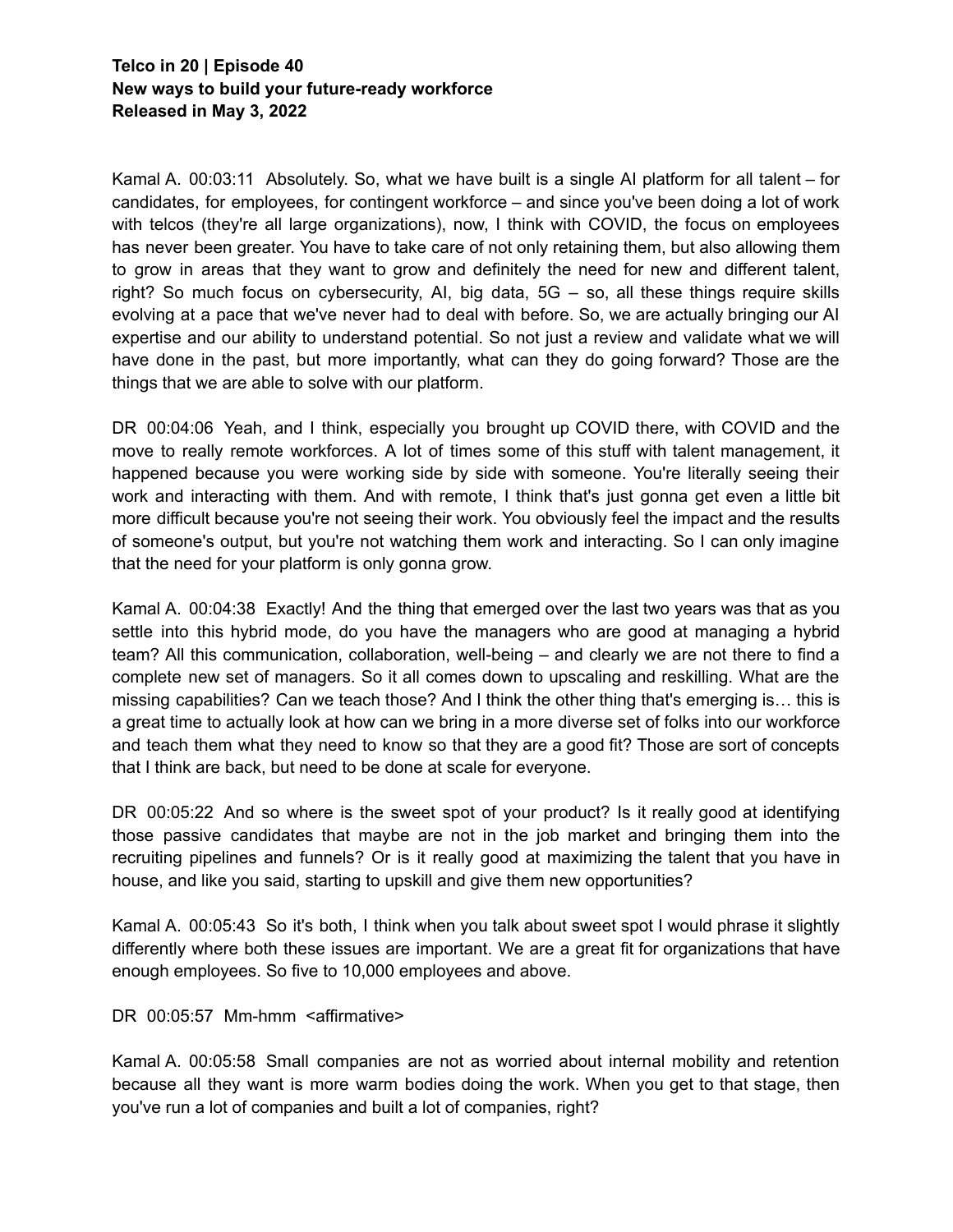**Telco in 20 | Episode 40**
**New ways to build your future-ready workforce**
**Released in May 3, 2022**

Kamal A. 00:03:11 Absolutely. So, what we have built is a single AI platform for all talent – for candidates, for employees, for contingent workforce – and since you've been doing a lot of work with telcos (they're all large organizations), now, I think with COVID, the focus on employees has never been greater. You have to take care of not only retaining them, but also allowing them to grow in areas that they want to grow and definitely the need for new and different talent, right? So much focus on cybersecurity, AI, big data, 5G – so, all these things require skills evolving at a pace that we've never had to deal with before. So, we are actually bringing our AI expertise and our ability to understand potential. So not just a review and validate what we will have done in the past, but more importantly, what can they do going forward? Those are the things that we are able to solve with our platform.

DR 00:04:06 Yeah, and I think, especially you brought up COVID there, with COVID and the move to really remote workforces. A lot of times some of this stuff with talent management, it happened because you were working side by side with someone. You're literally seeing their work and interacting with them. And with remote, I think that's just gonna get even a little bit more difficult because you're not seeing their work. You obviously feel the impact and the results of someone's output, but you're not watching them work and interacting. So I can only imagine that the need for your platform is only gonna grow.

Kamal A. 00:04:38 Exactly! And the thing that emerged over the last two years was that as you settle into this hybrid mode, do you have the managers who are good at managing a hybrid team? All this communication, collaboration, well-being – and clearly we are not there to find a complete new set of managers. So it all comes down to upscaling and reskilling. What are the missing capabilities? Can we teach those? And I think the other thing that's emerging is… this is a great time to actually look at how can we bring in a more diverse set of folks into our workforce and teach them what they need to know so that they are a good fit? Those are sort of concepts that I think are back, but need to be done at scale for everyone.

DR 00:05:22 And so where is the sweet spot of your product? Is it really good at identifying those passive candidates that maybe are not in the job market and bringing them into the recruiting pipelines and funnels? Or is it really good at maximizing the talent that you have in house, and like you said, starting to upskill and give them new opportunities?

Kamal A. 00:05:43 So it's both, I think when you talk about sweet spot I would phrase it slightly differently where both these issues are important. We are a great fit for organizations that have enough employees. So five to 10,000 employees and above.

DR 00:05:57 Mm-hmm <affirmative>

Kamal A. 00:05:58 Small companies are not as worried about internal mobility and retention because all they want is more warm bodies doing the work. When you get to that stage, then you've run a lot of companies and built a lot of companies, right?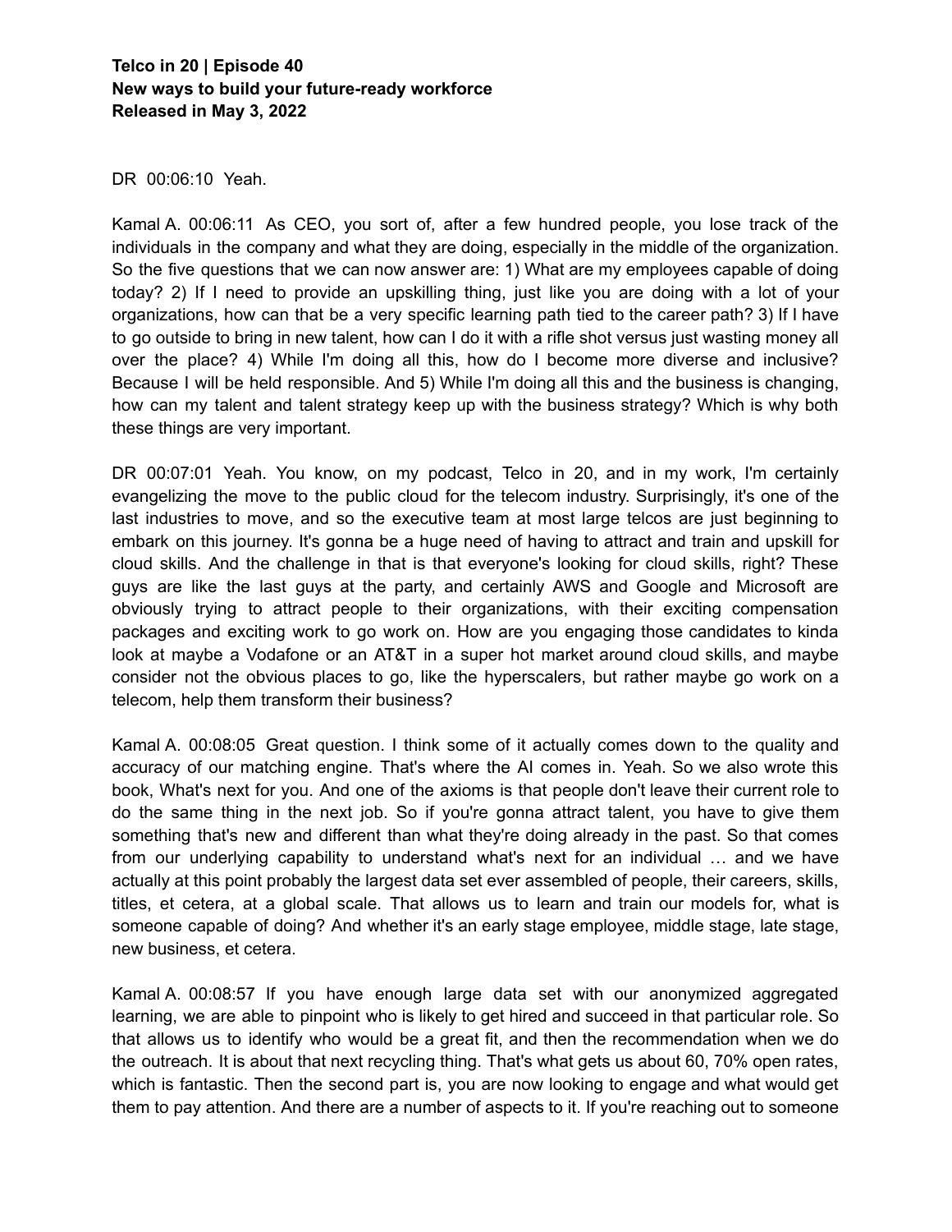**Telco in 20 | Episode 40**
**New ways to build your future-ready workforce**
**Released in May 3, 2022**

DR 00:06:10 Yeah.

Kamal A. 00:06:11 As CEO, you sort of, after a few hundred people, you lose track of the individuals in the company and what they are doing, especially in the middle of the organization. So the five questions that we can now answer are: 1) What are my employees capable of doing today? 2) If I need to provide an upskilling thing, just like you are doing with a lot of your organizations, how can that be a very specific learning path tied to the career path? 3) If I have to go outside to bring in new talent, how can I do it with a rifle shot versus just wasting money all over the place? 4) While I'm doing all this, how do I become more diverse and inclusive? Because I will be held responsible. And 5) While I'm doing all this and the business is changing, how can my talent and talent strategy keep up with the business strategy? Which is why both these things are very important.

DR 00:07:01 Yeah. You know, on my podcast, Telco in 20, and in my work, I'm certainly evangelizing the move to the public cloud for the telecom industry. Surprisingly, it's one of the last industries to move, and so the executive team at most large telcos are just beginning to embark on this journey. It's gonna be a huge need of having to attract and train and upskill for cloud skills. And the challenge in that is that everyone's looking for cloud skills, right? These guys are like the last guys at the party, and certainly AWS and Google and Microsoft are obviously trying to attract people to their organizations, with their exciting compensation packages and exciting work to go work on. How are you engaging those candidates to kinda look at maybe a Vodafone or an AT&T in a super hot market around cloud skills, and maybe consider not the obvious places to go, like the hyperscalers, but rather maybe go work on a telecom, help them transform their business?

Kamal A. 00:08:05 Great question. I think some of it actually comes down to the quality and accuracy of our matching engine. That's where the AI comes in. Yeah. So we also wrote this book, What's next for you. And one of the axioms is that people don't leave their current role to do the same thing in the next job. So if you're gonna attract talent, you have to give them something that's new and different than what they're doing already in the past. So that comes from our underlying capability to understand what's next for an individual … and we have actually at this point probably the largest data set ever assembled of people, their careers, skills, titles, et cetera, at a global scale. That allows us to learn and train our models for, what is someone capable of doing? And whether it's an early stage employee, middle stage, late stage, new business, et cetera.

Kamal A. 00:08:57 If you have enough large data set with our anonymized aggregated learning, we are able to pinpoint who is likely to get hired and succeed in that particular role. So that allows us to identify who would be a great fit, and then the recommendation when we do the outreach. It is about that next recycling thing. That's what gets us about 60, 70% open rates, which is fantastic. Then the second part is, you are now looking to engage and what would get them to pay attention. And there are a number of aspects to it. If you're reaching out to someone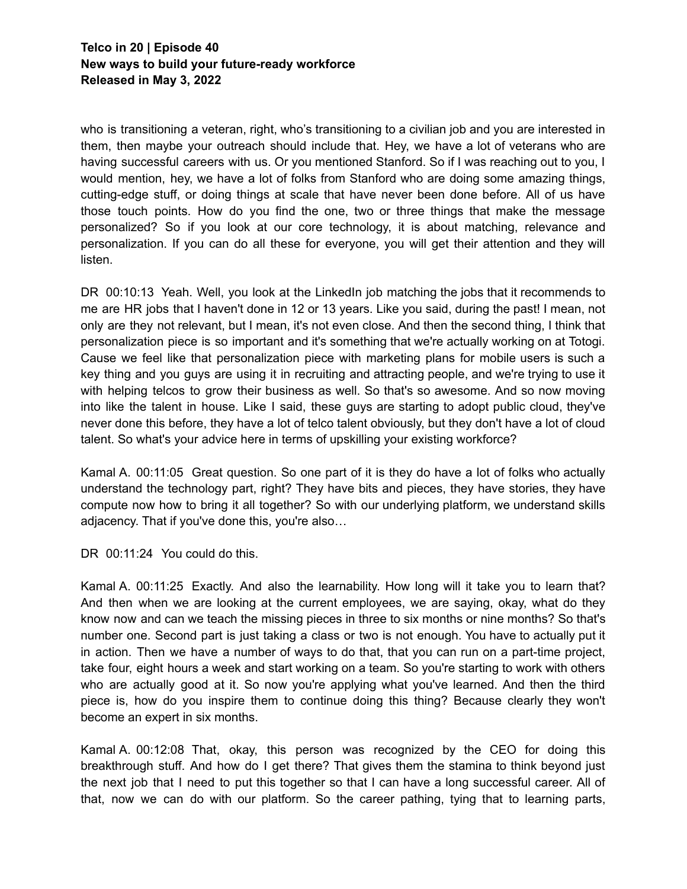who is transitioning a veteran, right, who's transitioning to a civilian job and you are interested in them, then maybe your outreach should include that. Hey, we have a lot of veterans who are having successful careers with us. Or you mentioned Stanford. So if I was reaching out to you, I would mention, hey, we have a lot of folks from Stanford who are doing some amazing things, cutting-edge stuff, or doing things at scale that have never been done before. All of us have those touch points. How do you find the one, two or three things that make the message personalized? So if you look at our core technology, it is about matching, relevance and personalization. If you can do all these for everyone, you will get their attention and they will listen.

DR 00:10:13 Yeah. Well, you look at the LinkedIn job matching the jobs that it recommends to me are HR jobs that I haven't done in 12 or 13 years. Like you said, during the past! I mean, not only are they not relevant, but I mean, it's not even close. And then the second thing, I think that personalization piece is so important and it's something that we're actually working on at Totogi. Cause we feel like that personalization piece with marketing plans for mobile users is such a key thing and you guys are using it in recruiting and attracting people, and we're trying to use it with helping telcos to grow their business as well. So that's so awesome. And so now moving into like the talent in house. Like I said, these guys are starting to adopt public cloud, they've never done this before, they have a lot of telco talent obviously, but they don't have a lot of cloud talent. So what's your advice here in terms of upskilling your existing workforce?

Kamal A. 00:11:05 Great question. So one part of it is they do have a lot of folks who actually understand the technology part, right? They have bits and pieces, they have stories, they have compute now how to bring it all together? So with our underlying platform, we understand skills adjacency. That if you've done this, you're also…

DR 00:11:24 You could do this.

Kamal A. 00:11:25 Exactly. And also the learnability. How long will it take you to learn that? And then when we are looking at the current employees, we are saying, okay, what do they know now and can we teach the missing pieces in three to six months or nine months? So that's number one. Second part is just taking a class or two is not enough. You have to actually put it in action. Then we have a number of ways to do that, that you can run on a part-time project, take four, eight hours a week and start working on a team. So you're starting to work with others who are actually good at it. So now you're applying what you've learned. And then the third piece is, how do you inspire them to continue doing this thing? Because clearly they won't become an expert in six months.

Kamal A. 00:12:08 That, okay, this person was recognized by the CEO for doing this breakthrough stuff. And how do I get there? That gives them the stamina to think beyond just the next job that I need to put this together so that I can have a long successful career. All of that, now we can do with our platform. So the career pathing, tying that to learning parts,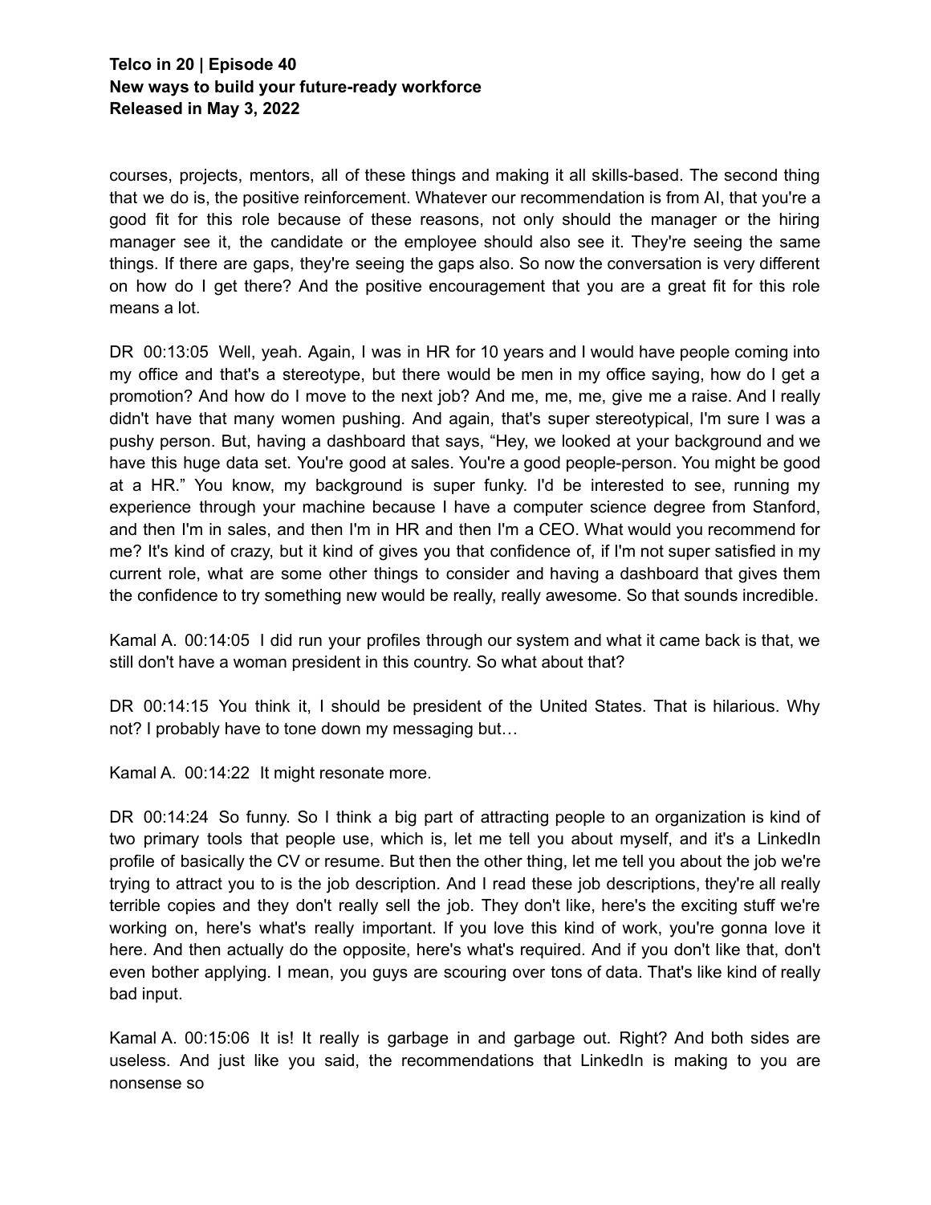courses, projects, mentors, all of these things and making it all skills-based. The second thing that we do is, the positive reinforcement. Whatever our recommendation is from AI, that you're a good fit for this role because of these reasons, not only should the manager or the hiring manager see it, the candidate or the employee should also see it. They're seeing the same things. If there are gaps, they're seeing the gaps also. So now the conversation is very different on how do I get there? And the positive encouragement that you are a great fit for this role means a lot.

DR 00:13:05 Well, yeah. Again, I was in HR for 10 years and I would have people coming into my office and that's a stereotype, but there would be men in my office saying, how do I get a promotion? And how do I move to the next job? And me, me, me, give me a raise. And I really didn't have that many women pushing. And again, that's super stereotypical, I'm sure I was a pushy person. But, having a dashboard that says, "Hey, we looked at your background and we have this huge data set. You're good at sales. You're a good people-person. You might be good at a HR." You know, my background is super funky. I'd be interested to see, running my experience through your machine because I have a computer science degree from Stanford, and then I'm in sales, and then I'm in HR and then I'm a CEO. What would you recommend for me? It's kind of crazy, but it kind of gives you that confidence of, if I'm not super satisfied in my current role, what are some other things to consider and having a dashboard that gives them the confidence to try something new would be really, really awesome. So that sounds incredible.

Kamal A. 00:14:05 I did run your profiles through our system and what it came back is that, we still don't have a woman president in this country. So what about that?

DR 00:14:15 You think it, I should be president of the United States. That is hilarious. Why not? I probably have to tone down my messaging but…

Kamal A. 00:14:22 It might resonate more.

DR 00:14:24 So funny. So I think a big part of attracting people to an organization is kind of two primary tools that people use, which is, let me tell you about myself, and it's a LinkedIn profile of basically the CV or resume. But then the other thing, let me tell you about the job we're trying to attract you to is the job description. And I read these job descriptions, they're all really terrible copies and they don't really sell the job. They don't like, here's the exciting stuff we're working on, here's what's really important. If you love this kind of work, you're gonna love it here. And then actually do the opposite, here's what's required. And if you don't like that, don't even bother applying. I mean, you guys are scouring over tons of data. That's like kind of really bad input.

Kamal A. 00:15:06 It is! It really is garbage in and garbage out. Right? And both sides are useless. And just like you said, the recommendations that LinkedIn is making to you are nonsense so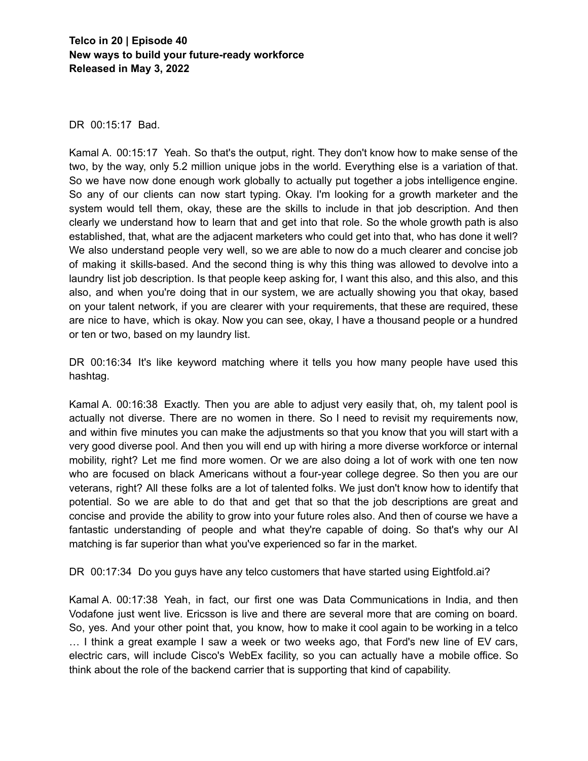**Telco in 20 | Episode 40**
**New ways to build your future-ready workforce**
**Released in May 3, 2022**

DR 00:15:17 Bad.

Kamal A. 00:15:17 Yeah. So that's the output, right. They don't know how to make sense of the two, by the way, only 5.2 million unique jobs in the world. Everything else is a variation of that. So we have now done enough work globally to actually put together a jobs intelligence engine. So any of our clients can now start typing. Okay. I'm looking for a growth marketer and the system would tell them, okay, these are the skills to include in that job description. And then clearly we understand how to learn that and get into that role. So the whole growth path is also established, that, what are the adjacent marketers who could get into that, who has done it well? We also understand people very well, so we are able to now do a much clearer and concise job of making it skills-based. And the second thing is why this thing was allowed to devolve into a laundry list job description. Is that people keep asking for, I want this also, and this also, and this also, and when you're doing that in our system, we are actually showing you that okay, based on your talent network, if you are clearer with your requirements, that these are required, these are nice to have, which is okay. Now you can see, okay, I have a thousand people or a hundred or ten or two, based on my laundry list.

DR 00:16:34 It's like keyword matching where it tells you how many people have used this hashtag.

Kamal A. 00:16:38 Exactly. Then you are able to adjust very easily that, oh, my talent pool is actually not diverse. There are no women in there. So I need to revisit my requirements now, and within five minutes you can make the adjustments so that you know that you will start with a very good diverse pool. And then you will end up with hiring a more diverse workforce or internal mobility, right? Let me find more women. Or we are also doing a lot of work with one ten now who are focused on black Americans without a four-year college degree. So then you are our veterans, right? All these folks are a lot of talented folks. We just don't know how to identify that potential. So we are able to do that and get that so that the job descriptions are great and concise and provide the ability to grow into your future roles also. And then of course we have a fantastic understanding of people and what they're capable of doing. So that's why our AI matching is far superior than what you've experienced so far in the market.

DR 00:17:34 Do you guys have any telco customers that have started using Eightfold.ai?

Kamal A. 00:17:38 Yeah, in fact, our first one was Data Communications in India, and then Vodafone just went live. Ericsson is live and there are several more that are coming on board. So, yes. And your other point that, you know, how to make it cool again to be working in a telco … I think a great example I saw a week or two weeks ago, that Ford's new line of EV cars, electric cars, will include Cisco's WebEx facility, so you can actually have a mobile office. So think about the role of the backend carrier that is supporting that kind of capability.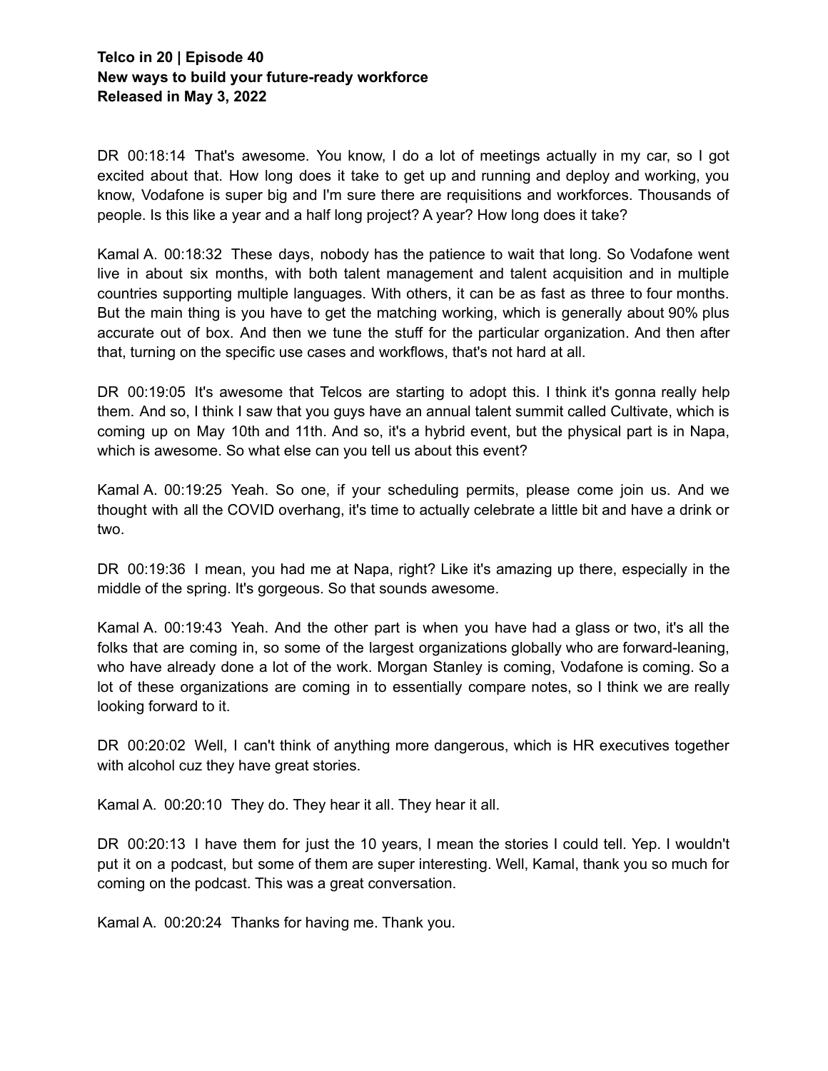**Telco in 20 | Episode 40**
**New ways to build your future-ready workforce**
**Released in May 3, 2022**

DR 00:18:14 That's awesome. You know, I do a lot of meetings actually in my car, so I got excited about that. How long does it take to get up and running and deploy and working, you know, Vodafone is super big and I'm sure there are requisitions and workforces. Thousands of people. Is this like a year and a half long project? A year? How long does it take?

Kamal A. 00:18:32 These days, nobody has the patience to wait that long. So Vodafone went live in about six months, with both talent management and talent acquisition and in multiple countries supporting multiple languages. With others, it can be as fast as three to four months. But the main thing is you have to get the matching working, which is generally about 90% plus accurate out of box. And then we tune the stuff for the particular organization. And then after that, turning on the specific use cases and workflows, that's not hard at all.

DR 00:19:05 It's awesome that Telcos are starting to adopt this. I think it's gonna really help them. And so, I think I saw that you guys have an annual talent summit called Cultivate, which is coming up on May 10th and 11th. And so, it's a hybrid event, but the physical part is in Napa, which is awesome. So what else can you tell us about this event?

Kamal A. 00:19:25 Yeah. So one, if your scheduling permits, please come join us. And we thought with all the COVID overhang, it's time to actually celebrate a little bit and have a drink or two.

DR 00:19:36 I mean, you had me at Napa, right? Like it's amazing up there, especially in the middle of the spring. It's gorgeous. So that sounds awesome.

Kamal A. 00:19:43 Yeah. And the other part is when you have had a glass or two, it's all the folks that are coming in, so some of the largest organizations globally who are forward-leaning, who have already done a lot of the work. Morgan Stanley is coming, Vodafone is coming. So a lot of these organizations are coming in to essentially compare notes, so I think we are really looking forward to it.

DR 00:20:02 Well, I can't think of anything more dangerous, which is HR executives together with alcohol cuz they have great stories.

Kamal A. 00:20:10 They do. They hear it all. They hear it all.

DR 00:20:13 I have them for just the 10 years, I mean the stories I could tell. Yep. I wouldn't put it on a podcast, but some of them are super interesting. Well, Kamal, thank you so much for coming on the podcast. This was a great conversation.

Kamal A. 00:20:24 Thanks for having me. Thank you.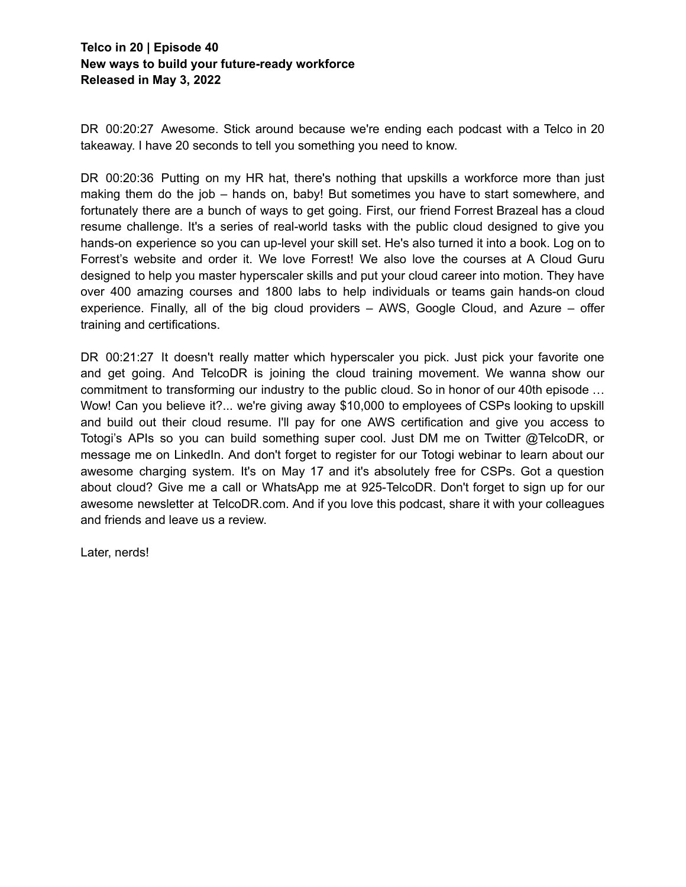**Telco in 20 | Episode 40**
**New ways to build your future-ready workforce**
**Released in May 3, 2022**

DR 00:20:27 Awesome. Stick around because we're ending each podcast with a Telco in 20 takeaway. I have 20 seconds to tell you something you need to know.

DR 00:20:36 Putting on my HR hat, there's nothing that upskills a workforce more than just making them do the job – hands on, baby! But sometimes you have to start somewhere, and fortunately there are a bunch of ways to get going. First, our friend Forrest Brazeal has a cloud resume challenge. It's a series of real-world tasks with the public cloud designed to give you hands-on experience so you can up-level your skill set. He's also turned it into a book. Log on to Forrest's website and order it. We love Forrest! We also love the courses at A Cloud Guru designed to help you master hyperscaler skills and put your cloud career into motion. They have over 400 amazing courses and 1800 labs to help individuals or teams gain hands-on cloud experience. Finally, all of the big cloud providers – AWS, Google Cloud, and Azure – offer training and certifications.

DR 00:21:27 It doesn't really matter which hyperscaler you pick. Just pick your favorite one and get going. And TelcoDR is joining the cloud training movement. We wanna show our commitment to transforming our industry to the public cloud. So in honor of our 40th episode … Wow! Can you believe it?... we're giving away $10,000 to employees of CSPs looking to upskill and build out their cloud resume. I'll pay for one AWS certification and give you access to Totogi's APIs so you can build something super cool. Just DM me on Twitter @TelcoDR, or message me on LinkedIn. And don't forget to register for our Totogi webinar to learn about our awesome charging system. It's on May 17 and it's absolutely free for CSPs. Got a question about cloud? Give me a call or WhatsApp me at 925-TelcoDR. Don't forget to sign up for our awesome newsletter at TelcoDR.com. And if you love this podcast, share it with your colleagues and friends and leave us a review.

Later, nerds!